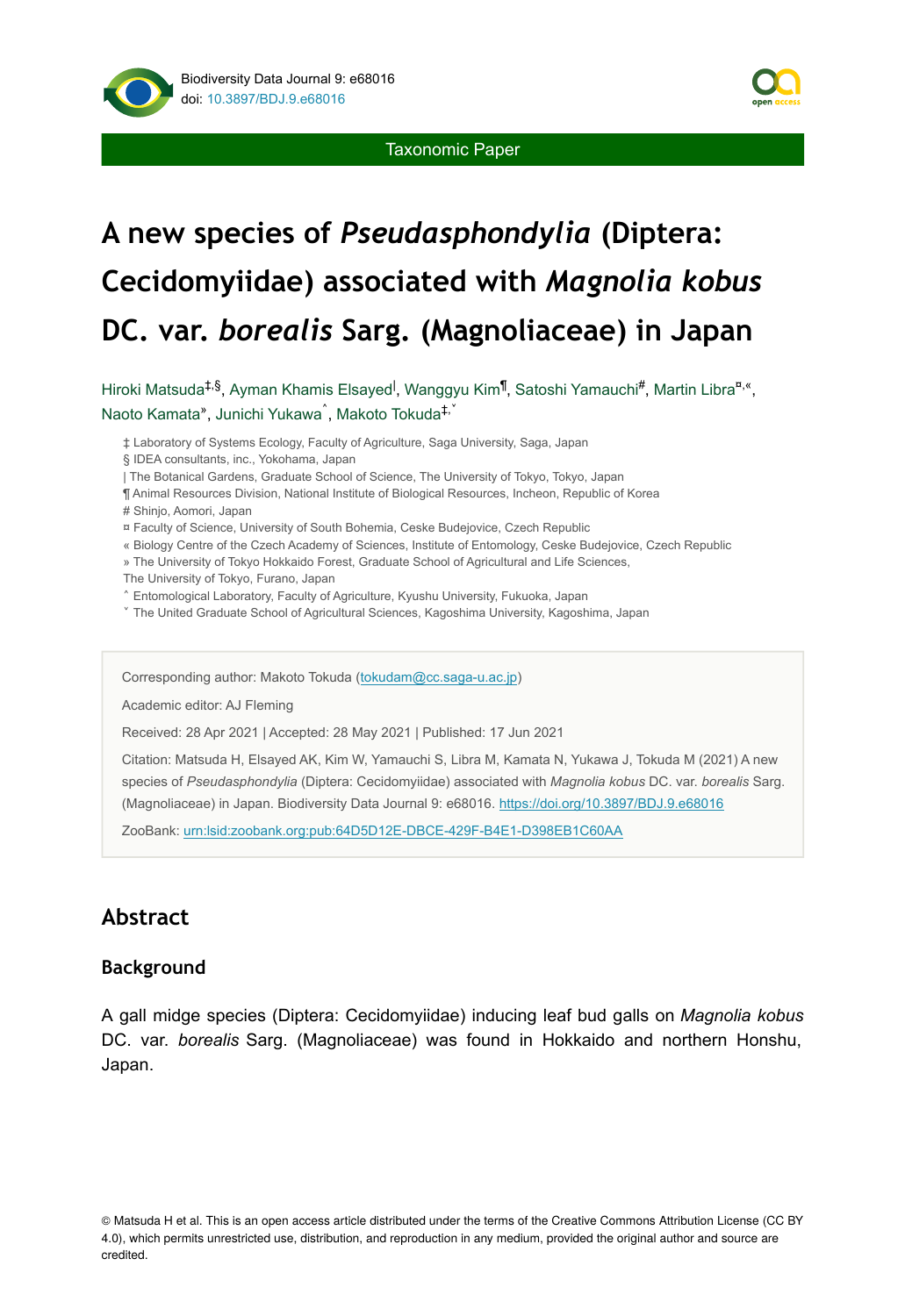Taxonomic Paper

# A new species of *Pseudasphondylia* (Diptera: Cecidomyiidae) associated with *Magnolia kobus* DC. var. *borealis* Sarg. (Magnoliaceae) in Japan

Hiroki Matsuda[‡,§], Ayman Khamis Elsayed[|], Wanggyu Kim[¶], Satoshi Yamauchi[#], Martin Libra[¤,«], Naoto Kamata[»], Junichi Yukawa[˄], Makoto Tokuda[‡,˅]

‡ Laboratory of Systems Ecology, Faculty of Agriculture, Saga University, Saga, Japan
§ IDEA consultants, inc., Yokohama, Japan
| The Botanical Gardens, Graduate School of Science, The University of Tokyo, Tokyo, Japan
¶ Animal Resources Division, National Institute of Biological Resources, Incheon, Republic of Korea
\# Shinjo, Aomori, Japan
¤ Faculty of Science, University of South Bohemia, Ceske Budejovice, Czech Republic
« Biology Centre of the Czech Academy of Sciences, Institute of Entomology, Ceske Budejovice, Czech Republic
» The University of Tokyo Hokkaido Forest, Graduate School of Agricultural and Life Sciences, The University of Tokyo, Furano, Japan
˄ Entomological Laboratory, Faculty of Agriculture, Kyushu University, Fukuoka, Japan
˅ The United Graduate School of Agricultural Sciences, Kagoshima University, Kagoshima, Japan

Corresponding author: Makoto Tokuda (tokudam@cc.saga-u.ac.jp)

Academic editor: AJ Fleming

Received: 28 Apr 2021 | Accepted: 28 May 2021 | Published: 17 Jun 2021

Citation: Matsuda H, Elsayed AK, Kim W, Yamauchi S, Libra M, Kamata N, Yukawa J, Tokuda M (2021) A new species of *Pseudasphondylia* (Diptera: Cecidomyiidae) associated with *Magnolia kobus* DC. var. *borealis* Sarg. (Magnoliaceae) in Japan. Biodiversity Data Journal 9: e68016. https://doi.org/10.3897/BDJ.9.e68016

ZooBank: urn:lsid:zoobank.org:pub:64D5D12E-DBCE-429F-B4E1-D398EB1C60AA

## Abstract

### Background

A gall midge species (Diptera: Cecidomyiidae) inducing leaf bud galls on *Magnolia kobus* DC. var. *borealis* Sarg. (Magnoliaceae) was found in Hokkaido and northern Honshu, Japan.

© Matsuda H et al. This is an open access article distributed under the terms of the Creative Commons Attribution License (CC BY 4.0), which permits unrestricted use, distribution, and reproduction in any medium, provided the original author and source are credited.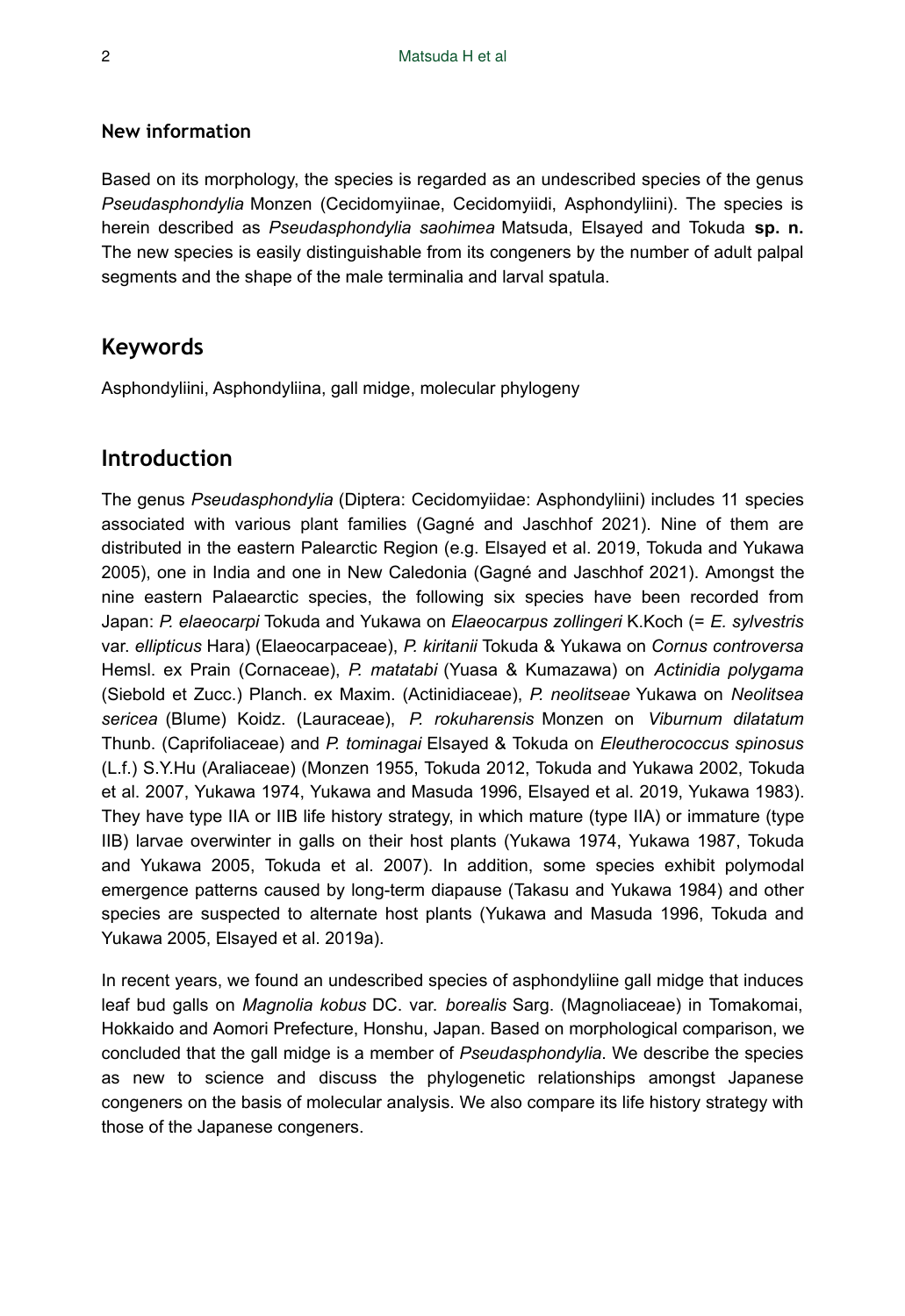### New information

Based on its morphology, the species is regarded as an undescribed species of the genus *Pseudasphondylia* Monzen (Cecidomyiinae, Cecidomyiidi, Asphondyliini). The species is herein described as *Pseudasphondylia saohimea* Matsuda, Elsayed and Tokuda **sp. n.** The new species is easily distinguishable from its congeners by the number of adult palpal segments and the shape of the male terminalia and larval spatula.

## Keywords

Asphondyliini, Asphondyliina, gall midge, molecular phylogeny

## Introduction

The genus *Pseudasphondylia* (Diptera: Cecidomyiidae: Asphondyliini) includes 11 species associated with various plant families (Gagné and Jaschhof 2021). Nine of them are distributed in the eastern Palearctic Region (e.g. Elsayed et al. 2019, Tokuda and Yukawa 2005), one in India and one in New Caledonia (Gagné and Jaschhof 2021). Amongst the nine eastern Palaearctic species, the following six species have been recorded from Japan: *P. elaeocarpi* Tokuda and Yukawa on *Elaeocarpus zollingeri* K.Koch (= *E. sylvestris* var. *ellipticus* Hara) (Elaeocarpaceae), *P. kiritanii* Tokuda & Yukawa on *Cornus controversa* Hemsl. ex Prain (Cornaceae), *P. matatabi* (Yuasa & Kumazawa) on *Actinidia polygama* (Siebold et Zucc.) Planch. ex Maxim. (Actinidiaceae), *P. neolitseae* Yukawa on *Neolitsea sericea* (Blume) Koidz. (Lauraceae), *P. rokuharensis* Monzen on *Viburnum dilatatum* Thunb. (Caprifoliaceae) and *P. tominagai* Elsayed & Tokuda on *Eleutherococcus spinosus* (L.f.) S.Y.Hu (Araliaceae) (Monzen 1955, Tokuda 2012, Tokuda and Yukawa 2002, Tokuda et al. 2007, Yukawa 1974, Yukawa and Masuda 1996, Elsayed et al. 2019, Yukawa 1983). They have type IIA or IIB life history strategy, in which mature (type IIA) or immature (type IIB) larvae overwinter in galls on their host plants (Yukawa 1974, Yukawa 1987, Tokuda and Yukawa 2005, Tokuda et al. 2007). In addition, some species exhibit polymodal emergence patterns caused by long-term diapause (Takasu and Yukawa 1984) and other species are suspected to alternate host plants (Yukawa and Masuda 1996, Tokuda and Yukawa 2005, Elsayed et al. 2019a).

In recent years, we found an undescribed species of asphondyliine gall midge that induces leaf bud galls on *Magnolia kobus* DC. var. *borealis* Sarg. (Magnoliaceae) in Tomakomai, Hokkaido and Aomori Prefecture, Honshu, Japan. Based on morphological comparison, we concluded that the gall midge is a member of *Pseudasphondylia*. We describe the species as new to science and discuss the phylogenetic relationships amongst Japanese congeners on the basis of molecular analysis. We also compare its life history strategy with those of the Japanese congeners.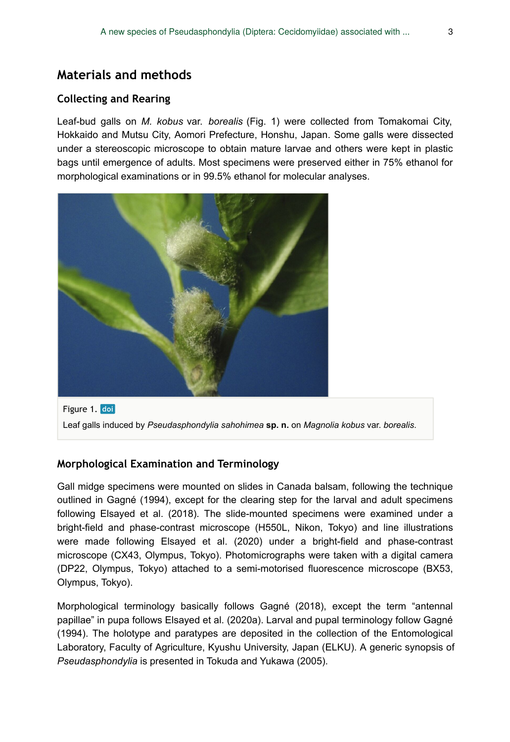## Materials and methods

### Collecting and Rearing

Leaf-bud galls on *M. kobus* var. *borealis* (Fig. 1) were collected from Tomakomai City, Hokkaido and Mutsu City, Aomori Prefecture, Honshu, Japan. Some galls were dissected under a stereoscopic microscope to obtain mature larvae and others were kept in plastic bags until emergence of adults. Most specimens were preserved either in 75% ethanol for morphological examinations or in 99.5% ethanol for molecular analyses.

Figure 1. doi

Leaf galls induced by *Pseudasphondylia sahohimea* **sp. n.** on *Magnolia kobus* var. *borealis*.

### Morphological Examination and Terminology

Gall midge specimens were mounted on slides in Canada balsam, following the technique outlined in Gagné (1994), except for the clearing step for the larval and adult specimens following Elsayed et al. (2018). The slide-mounted specimens were examined under a bright-field and phase-contrast microscope (H550L, Nikon, Tokyo) and line illustrations were made following Elsayed et al. (2020) under a bright-field and phase-contrast microscope (CX43, Olympus, Tokyo). Photomicrographs were taken with a digital camera (DP22, Olympus, Tokyo) attached to a semi-motorised fluorescence microscope (BX53, Olympus, Tokyo).

Morphological terminology basically follows Gagné (2018), except the term "antennal papillae" in pupa follows Elsayed et al. (2020a). Larval and pupal terminology follow Gagné (1994). The holotype and paratypes are deposited in the collection of the Entomological Laboratory, Faculty of Agriculture, Kyushu University, Japan (ELKU). A generic synopsis of *Pseudasphondylia* is presented in Tokuda and Yukawa (2005).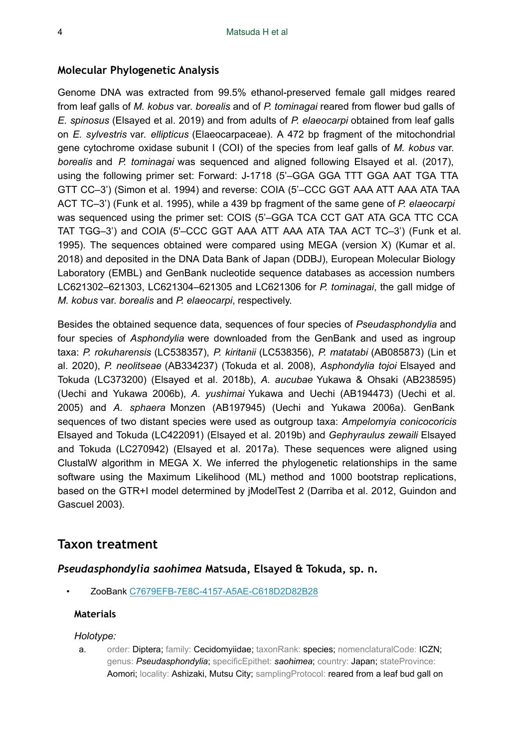## Molecular Phylogenetic Analysis

Genome DNA was extracted from 99.5% ethanol-preserved female gall midges reared from leaf galls of *M. kobus* var. *borealis* and of *P. tominagai* reared from flower bud galls of *E. spinosus* (Elsayed et al. 2019) and from adults of *P. elaeocarpi* obtained from leaf galls on *E. sylvestris* var. *ellipticus* (Elaeocarpaceae). A 472 bp fragment of the mitochondrial gene cytochrome oxidase subunit I (COI) of the species from leaf galls of *M. kobus* var. *borealis* and *P. tominagai* was sequenced and aligned following Elsayed et al. (2017), using the following primer set: Forward: J-1718 (5'–GGA GGA TTT GGA AAT TGA TTA GTT CC–3') (Simon et al. 1994) and reverse: COIA (5'–CCC GGT AAA ATT AAA ATA TAA ACT TC–3') (Funk et al. 1995), while a 439 bp fragment of the same gene of *P. elaeocarpi* was sequenced using the primer set: COIS (5'–GGA TCA CCT GAT ATA GCA TTC CCA TAT TGG–3') and COIA (5'–CCC GGT AAA ATT AAA ATA TAA ACT TC–3') (Funk et al. 1995). The sequences obtained were compared using MEGA (version X) (Kumar et al. 2018) and deposited in the DNA Data Bank of Japan (DDBJ), European Molecular Biology Laboratory (EMBL) and GenBank nucleotide sequence databases as accession numbers LC621302–621303, LC621304–621305 and LC621306 for *P. tominagai*, the gall midge of *M. kobus* var. *borealis* and *P. elaeocarpi*, respectively.

Besides the obtained sequence data, sequences of four species of *Pseudasphondylia* and four species of *Asphondylia* were downloaded from the GenBank and used as ingroup taxa: *P. rokuharensis* (LC538357), *P. kiritanii* (LC538356), *P. matatabi* (AB085873) (Lin et al. 2020), *P. neolitseae* (AB334237) (Tokuda et al. 2008), *Asphondylia tojoi* Elsayed and Tokuda (LC373200) (Elsayed et al. 2018b), *A. aucubae* Yukawa & Ohsaki (AB238595) (Uechi and Yukawa 2006b), *A. yushimai* Yukawa and Uechi (AB194473) (Uechi et al. 2005) and *A. sphaera* Monzen (AB197945) (Uechi and Yukawa 2006a). GenBank sequences of two distant species were used as outgroup taxa: *Ampelomyia conicocoricis* Elsayed and Tokuda (LC422091) (Elsayed et al. 2019b) and *Gephyraulus zewaili* Elsayed and Tokuda (LC270942) (Elsayed et al. 2017a). These sequences were aligned using ClustalW algorithm in MEGA X. We inferred the phylogenetic relationships in the same software using the Maximum Likelihood (ML) method and 1000 bootstrap replications, based on the GTR+I model determined by jModelTest 2 (Darriba et al. 2012, Guindon and Gascuel 2003).

# Taxon treatment

## *Pseudasphondylia saohimea* Matsuda, Elsayed & Tokuda, sp. n.

- ZooBank C7679EFB-7E8C-4157-A5AE-C618D2D82B28

### Materials

*Holotype:*

a. order: Diptera; family: Cecidomyiidae; taxonRank: species; nomenclaturalCode: ICZN; genus: *Pseudasphondylia*; specificEpithet: *saohimea*; country: Japan; stateProvince: Aomori; locality: Ashizaki, Mutsu City; samplingProtocol: reared from a leaf bud gall on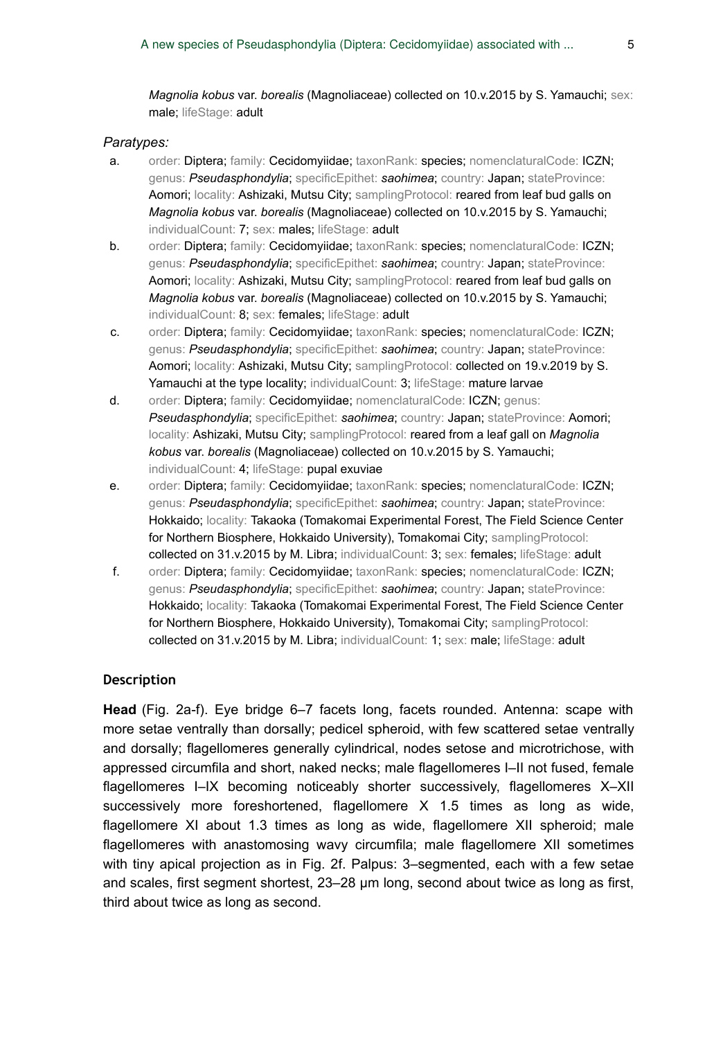*Magnolia kobus* var. *borealis* (Magnoliaceae) collected on 10.v.2015 by S. Yamauchi; sex: male; lifeStage: adult

*Paratypes:*

a. order: Diptera; family: Cecidomyiidae; taxonRank: species; nomenclaturalCode: ICZN; genus: ***Pseudasphondylia***; specificEpithet: ***saohimea***; country: Japan; stateProvince: Aomori; locality: Ashizaki, Mutsu City; samplingProtocol: reared from leaf bud galls on *Magnolia kobus* var. *borealis* (Magnoliaceae) collected on 10.v.2015 by S. Yamauchi; individualCount: 7; sex: males; lifeStage: adult
b. order: Diptera; family: Cecidomyiidae; taxonRank: species; nomenclaturalCode: ICZN; genus: ***Pseudasphondylia***; specificEpithet: ***saohimea***; country: Japan; stateProvince: Aomori; locality: Ashizaki, Mutsu City; samplingProtocol: reared from leaf bud galls on *Magnolia kobus* var. *borealis* (Magnoliaceae) collected on 10.v.2015 by S. Yamauchi; individualCount: 8; sex: females; lifeStage: adult
c. order: Diptera; family: Cecidomyiidae; taxonRank: species; nomenclaturalCode: ICZN; genus: ***Pseudasphondylia***; specificEpithet: ***saohimea***; country: Japan; stateProvince: Aomori; locality: Ashizaki, Mutsu City; samplingProtocol: collected on 19.v.2019 by S. Yamauchi at the type locality; individualCount: 3; lifeStage: mature larvae
d. order: Diptera; family: Cecidomyiidae; nomenclaturalCode: ICZN; genus: ***Pseudasphondylia***; specificEpithet: ***saohimea***; country: Japan; stateProvince: Aomori; locality: Ashizaki, Mutsu City; samplingProtocol: reared from a leaf gall on *Magnolia kobus* var. *borealis* (Magnoliaceae) collected on 10.v.2015 by S. Yamauchi; individualCount: 4; lifeStage: pupal exuviae
e. order: Diptera; family: Cecidomyiidae; taxonRank: species; nomenclaturalCode: ICZN; genus: ***Pseudasphondylia***; specificEpithet: ***saohimea***; country: Japan; stateProvince: Hokkaido; locality: Takaoka (Tomakomai Experimental Forest, The Field Science Center for Northern Biosphere, Hokkaido University), Tomakomai City; samplingProtocol: collected on 31.v.2015 by M. Libra; individualCount: 3; sex: females; lifeStage: adult
f. order: Diptera; family: Cecidomyiidae; taxonRank: species; nomenclaturalCode: ICZN; genus: ***Pseudasphondylia***; specificEpithet: ***saohimea***; country: Japan; stateProvince: Hokkaido; locality: Takaoka (Tomakomai Experimental Forest, The Field Science Center for Northern Biosphere, Hokkaido University), Tomakomai City; samplingProtocol: collected on 31.v.2015 by M. Libra; individualCount: 1; sex: male; lifeStage: adult

## Description

**Head** (Fig. 2a-f). Eye bridge 6–7 facets long, facets rounded. Antenna: scape with more setae ventrally than dorsally; pedicel spheroid, with few scattered setae ventrally and dorsally; flagellomeres generally cylindrical, nodes setose and microtrichose, with appressed circumfila and short, naked necks; male flagellomeres I–II not fused, female flagellomeres I–IX becoming noticeably shorter successively, flagellomeres X–XII successively more foreshortened, flagellomere X 1.5 times as long as wide, flagellomere XI about 1.3 times as long as wide, flagellomere XII spheroid; male flagellomeres with anastomosing wavy circumfila; male flagellomere XII sometimes with tiny apical projection as in Fig. 2f. Palpus: 3–segmented, each with a few setae and scales, first segment shortest, 23–28 μm long, second about twice as long as first, third about twice as long as second.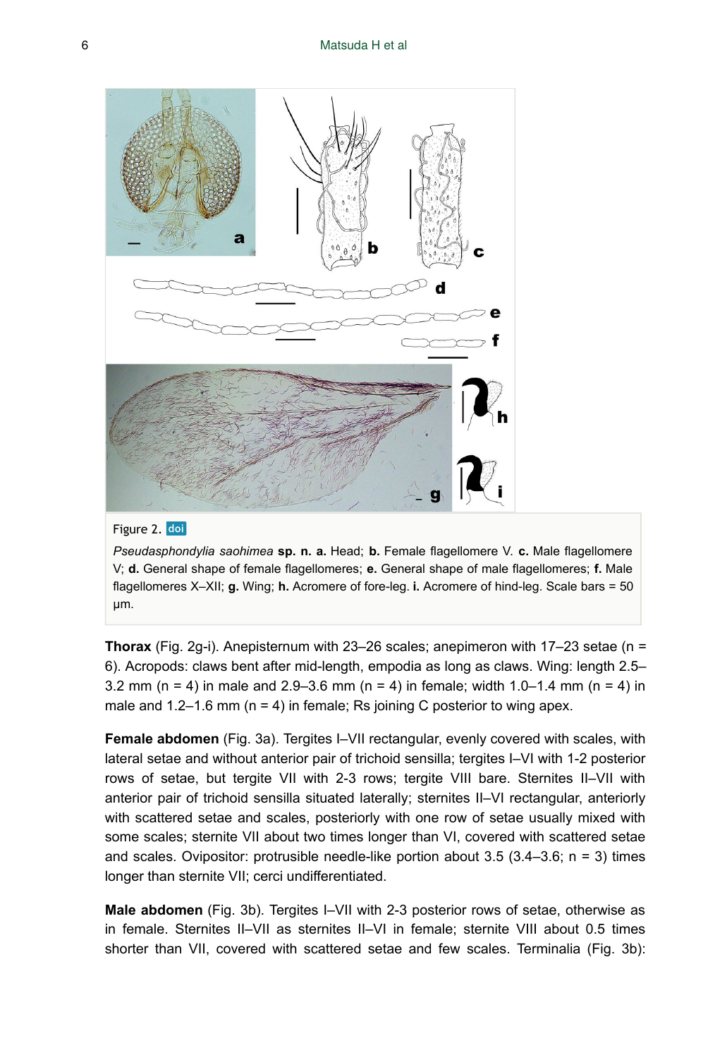Figure 2. doi

*Pseudasphondylia saohimea* **sp. n. a.** Head; **b.** Female flagellomere V. **c.** Male flagellomere V; **d.** General shape of female flagellomeres; **e.** General shape of male flagellomeres; **f.** Male flagellomeres X–XII; **g.** Wing; **h.** Acromere of fore-leg. **i.** Acromere of hind-leg. Scale bars = 50 µm.

**Thorax** (Fig. 2g-i). Anepisternum with 23–26 scales; anepimeron with 17–23 setae (n = 6). Acropods: claws bent after mid-length, empodia as long as claws. Wing: length 2.5–3.2 mm (n = 4) in male and 2.9–3.6 mm (n = 4) in female; width 1.0–1.4 mm (n = 4) in male and 1.2–1.6 mm (n = 4) in female; Rs joining C posterior to wing apex.

**Female abdomen** (Fig. 3a). Tergites I–VII rectangular, evenly covered with scales, with lateral setae and without anterior pair of trichoid sensilla; tergites I–VI with 1-2 posterior rows of setae, but tergite VII with 2-3 rows; tergite VIII bare. Sternites II–VII with anterior pair of trichoid sensilla situated laterally; sternites II–VI rectangular, anteriorly with scattered setae and scales, posteriorly with one row of setae usually mixed with some scales; sternite VII about two times longer than VI, covered with scattered setae and scales. Ovipositor: protrusible needle-like portion about 3.5 (3.4–3.6; n = 3) times longer than sternite VII; cerci undifferentiated.

**Male abdomen** (Fig. 3b). Tergites I–VII with 2-3 posterior rows of setae, otherwise as in female. Sternites II–VII as sternites II–VI in female; sternite VIII about 0.5 times shorter than VII, covered with scattered setae and few scales. Terminalia (Fig. 3b):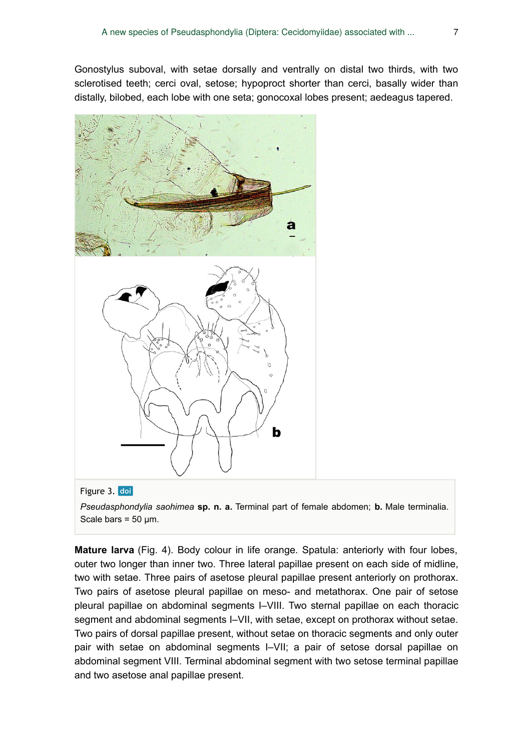Gonostylus suboval, with setae dorsally and ventrally on distal two thirds, with two sclerotised teeth; cerci oval, setose; hypoproct shorter than cerci, basally wider than distally, bilobed, each lobe with one seta; gonocoxal lobes present; aedeagus tapered.

Figure 3. doi

*Pseudasphondylia saohimea* **sp. n. a.** Terminal part of female abdomen; **b.** Male terminalia. Scale bars = 50 µm.

**Mature larva** (Fig. 4). Body colour in life orange. Spatula: anteriorly with four lobes, outer two longer than inner two. Three lateral papillae present on each side of midline, two with setae. Three pairs of asetose pleural papillae present anteriorly on prothorax. Two pairs of asetose pleural papillae on meso- and metathorax. One pair of setose pleural papillae on abdominal segments I–VIII. Two sternal papillae on each thoracic segment and abdominal segments I–VII, with setae, except on prothorax without setae. Two pairs of dorsal papillae present, without setae on thoracic segments and only outer pair with setae on abdominal segments I–VII; a pair of setose dorsal papillae on abdominal segment VIII. Terminal abdominal segment with two setose terminal papillae and two asetose anal papillae present.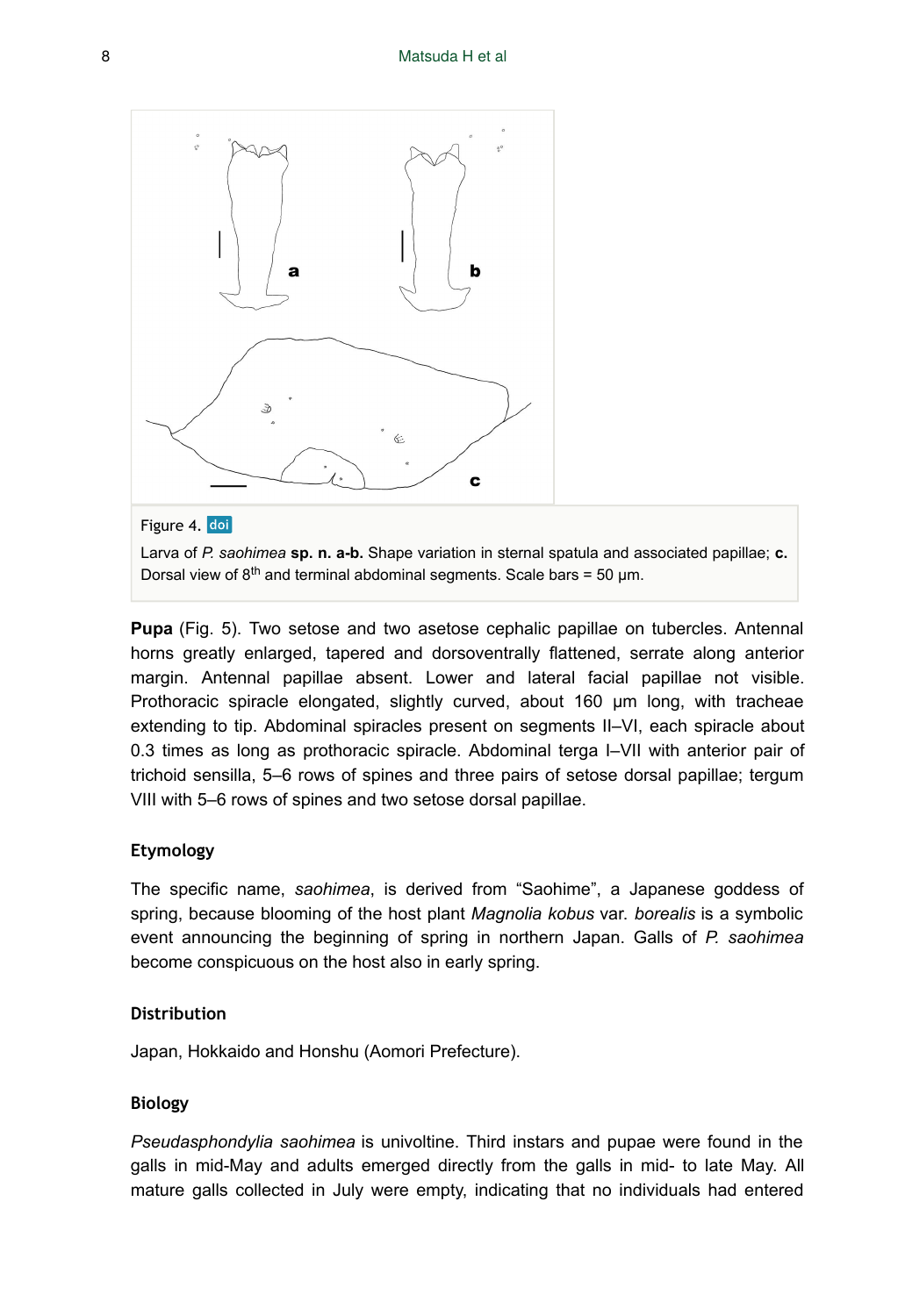Figure 4. doi

Larva of *P. saohimea* **sp. n. a-b.** Shape variation in sternal spatula and associated papillae; **c.** Dorsal view of 8th and terminal abdominal segments. Scale bars = 50 µm.

**Pupa** (Fig. 5). Two setose and two asetose cephalic papillae on tubercles. Antennal horns greatly enlarged, tapered and dorsoventrally flattened, serrate along anterior margin. Antennal papillae absent. Lower and lateral facial papillae not visible. Prothoracic spiracle elongated, slightly curved, about 160 µm long, with tracheae extending to tip. Abdominal spiracles present on segments II–VI, each spiracle about 0.3 times as long as prothoracic spiracle. Abdominal terga I–VII with anterior pair of trichoid sensilla, 5–6 rows of spines and three pairs of setose dorsal papillae; tergum VIII with 5–6 rows of spines and two setose dorsal papillae.

### Etymology

The specific name, *saohimea*, is derived from "Saohime", a Japanese goddess of spring, because blooming of the host plant *Magnolia kobus* var. *borealis* is a symbolic event announcing the beginning of spring in northern Japan. Galls of *P. saohimea* become conspicuous on the host also in early spring.

### Distribution

Japan, Hokkaido and Honshu (Aomori Prefecture).

### Biology

*Pseudasphondylia saohimea* is univoltine. Third instars and pupae were found in the galls in mid-May and adults emerged directly from the galls in mid- to late May. All mature galls collected in July were empty, indicating that no individuals had entered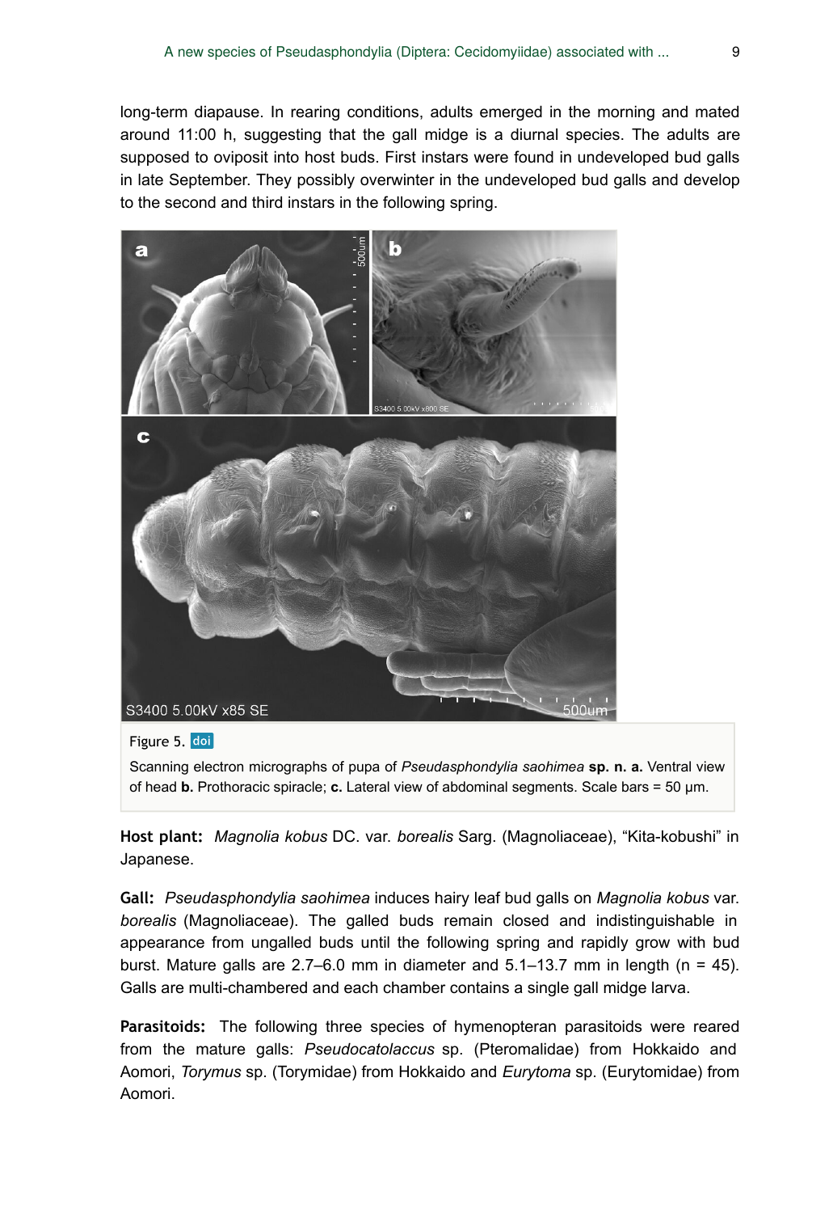long-term diapause. In rearing conditions, adults emerged in the morning and mated around 11:00 h, suggesting that the gall midge is a diurnal species. The adults are supposed to oviposit into host buds. First instars were found in undeveloped bud galls in late September. They possibly overwinter in the undeveloped bud galls and develop to the second and third instars in the following spring.

Figure 5. doi

Scanning electron micrographs of pupa of *Pseudasphondylia saohimea* **sp. n. a.** Ventral view of head **b.** Prothoracic spiracle; **c.** Lateral view of abdominal segments. Scale bars = 50 μm.

**Host plant:** *Magnolia kobus* DC. var. *borealis* Sarg. (Magnoliaceae), "Kita-kobushi" in Japanese.

**Gall:** *Pseudasphondylia saohimea* induces hairy leaf bud galls on *Magnolia kobus* var. *borealis* (Magnoliaceae). The galled buds remain closed and indistinguishable in appearance from ungalled buds until the following spring and rapidly grow with bud burst. Mature galls are 2.7–6.0 mm in diameter and 5.1–13.7 mm in length (n = 45). Galls are multi-chambered and each chamber contains a single gall midge larva.

**Parasitoids:** The following three species of hymenopteran parasitoids were reared from the mature galls: *Pseudocatolaccus* sp. (Pteromalidae) from Hokkaido and Aomori, *Torymus* sp. (Torymidae) from Hokkaido and *Eurytoma* sp. (Eurytomidae) from Aomori.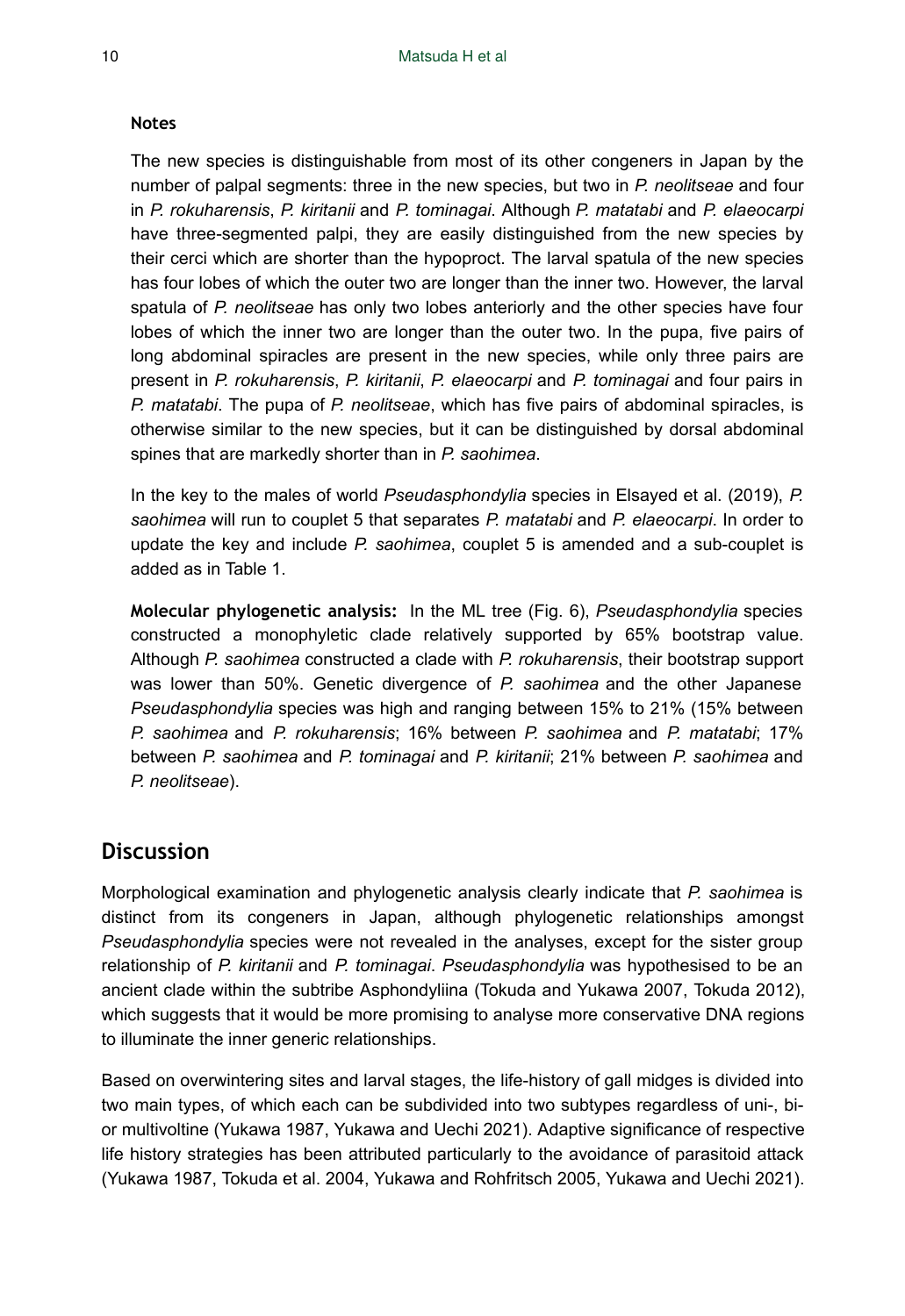#### Notes

The new species is distinguishable from most of its other congeners in Japan by the number of palpal segments: three in the new species, but two in *P. neolitseae* and four in *P. rokuharensis*, *P. kiritanii* and *P. tominagai*. Although *P. matatabi* and *P. elaeocarpi* have three-segmented palpi, they are easily distinguished from the new species by their cerci which are shorter than the hypoproct. The larval spatula of the new species has four lobes of which the outer two are longer than the inner two. However, the larval spatula of *P. neolitseae* has only two lobes anteriorly and the other species have four lobes of which the inner two are longer than the outer two. In the pupa, five pairs of long abdominal spiracles are present in the new species, while only three pairs are present in *P. rokuharensis*, *P. kiritanii*, *P. elaeocarpi* and *P. tominagai* and four pairs in *P. matatabi*. The pupa of *P. neolitseae*, which has five pairs of abdominal spiracles, is otherwise similar to the new species, but it can be distinguished by dorsal abdominal spines that are markedly shorter than in *P. saohimea*.

In the key to the males of world *Pseudasphondylia* species in Elsayed et al. (2019), *P. saohimea* will run to couplet 5 that separates *P. matatabi* and *P. elaeocarpi*. In order to update the key and include *P. saohimea*, couplet 5 is amended and a sub-couplet is added as in Table 1.

**Molecular phylogenetic analysis:** In the ML tree (Fig. 6), *Pseudasphondylia* species constructed a monophyletic clade relatively supported by 65% bootstrap value. Although *P. saohimea* constructed a clade with *P. rokuharensis*, their bootstrap support was lower than 50%. Genetic divergence of *P. saohimea* and the other Japanese *Pseudasphondylia* species was high and ranging between 15% to 21% (15% between *P. saohimea* and *P. rokuharensis*; 16% between *P. saohimea* and *P. matatabi*; 17% between *P. saohimea* and *P. tominagai* and *P. kiritanii*; 21% between *P. saohimea* and *P. neolitseae*).

## Discussion

Morphological examination and phylogenetic analysis clearly indicate that *P. saohimea* is distinct from its congeners in Japan, although phylogenetic relationships amongst *Pseudasphondylia* species were not revealed in the analyses, except for the sister group relationship of *P. kiritanii* and *P. tominagai*. *Pseudasphondylia* was hypothesised to be an ancient clade within the subtribe Asphondyliina (Tokuda and Yukawa 2007, Tokuda 2012), which suggests that it would be more promising to analyse more conservative DNA regions to illuminate the inner generic relationships.

Based on overwintering sites and larval stages, the life-history of gall midges is divided into two main types, of which each can be subdivided into two subtypes regardless of uni-, bi- or multivoltine (Yukawa 1987, Yukawa and Uechi 2021). Adaptive significance of respective life history strategies has been attributed particularly to the avoidance of parasitoid attack (Yukawa 1987, Tokuda et al. 2004, Yukawa and Rohfritsch 2005, Yukawa and Uechi 2021).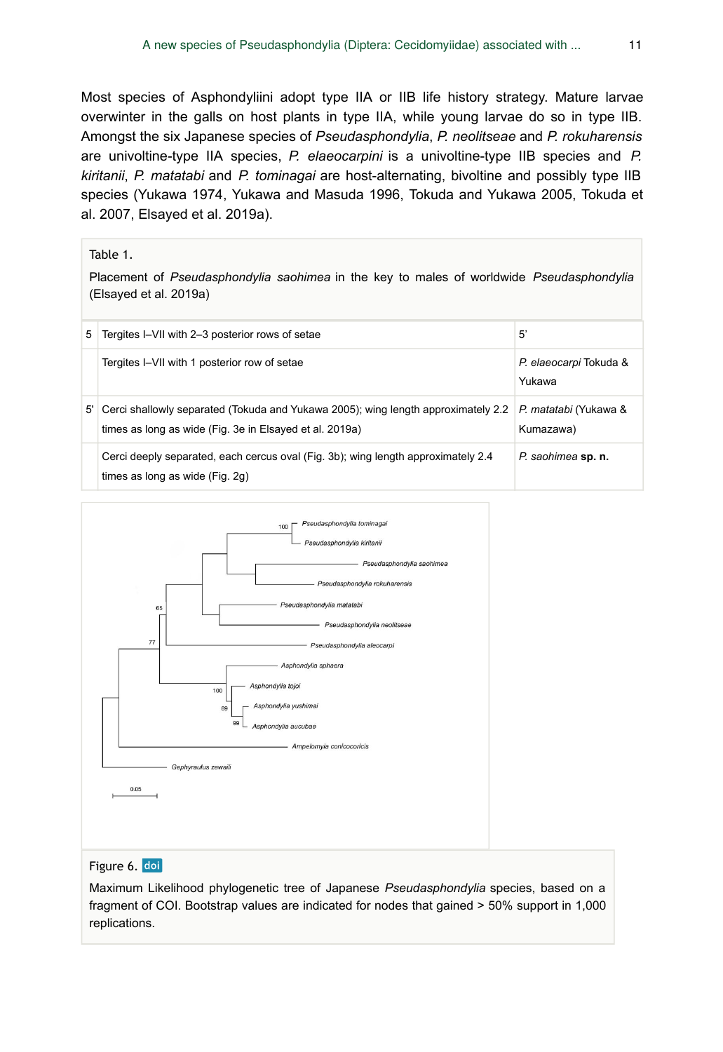Most species of Asphondyliini adopt type IIA or IIB life history strategy. Mature larvae overwinter in the galls on host plants in type IIA, while young larvae do so in type IIB. Amongst the six Japanese species of *Pseudasphondylia*, *P. neolitseae* and *P. rokuharensis* are univoltine-type IIA species, *P. elaeocarpini* is a univoltine-type IIB species and *P. kiritanii*, *P. matatabi* and *P. tominagai* are host-alternating, bivoltine and possibly type IIB species (Yukawa 1974, Yukawa and Masuda 1996, Tokuda and Yukawa 2005, Tokuda et al. 2007, Elsayed et al. 2019a).

Table 1.

Placement of *Pseudasphondylia saohimea* in the key to males of worldwide *Pseudasphondylia* (Elsayed et al. 2019a)

| | | |
|---|---|---|
| 5 | Tergites I–VII with 2–3 posterior rows of setae | 5' |
| | Tergites I–VII with 1 posterior row of setae | *P. elaeocarpi* Tokuda & Yukawa |
| 5' | Cerci shallowly separated (Tokuda and Yukawa 2005); wing length approximately 2.2 times as long as wide (Fig. 3e in Elsayed et al. 2019a) | *P. matatabi* (Yukawa & Kumazawa) |
| | Cerci deeply separated, each cercus oval (Fig. 3b); wing length approximately 2.4 times as long as wide (Fig. 2g) | *P. saohimea* **sp. n.** |

Figure 6.

Maximum Likelihood phylogenetic tree of Japanese *Pseudasphondylia* species, based on a fragment of COI. Bootstrap values are indicated for nodes that gained > 50% support in 1,000 replications.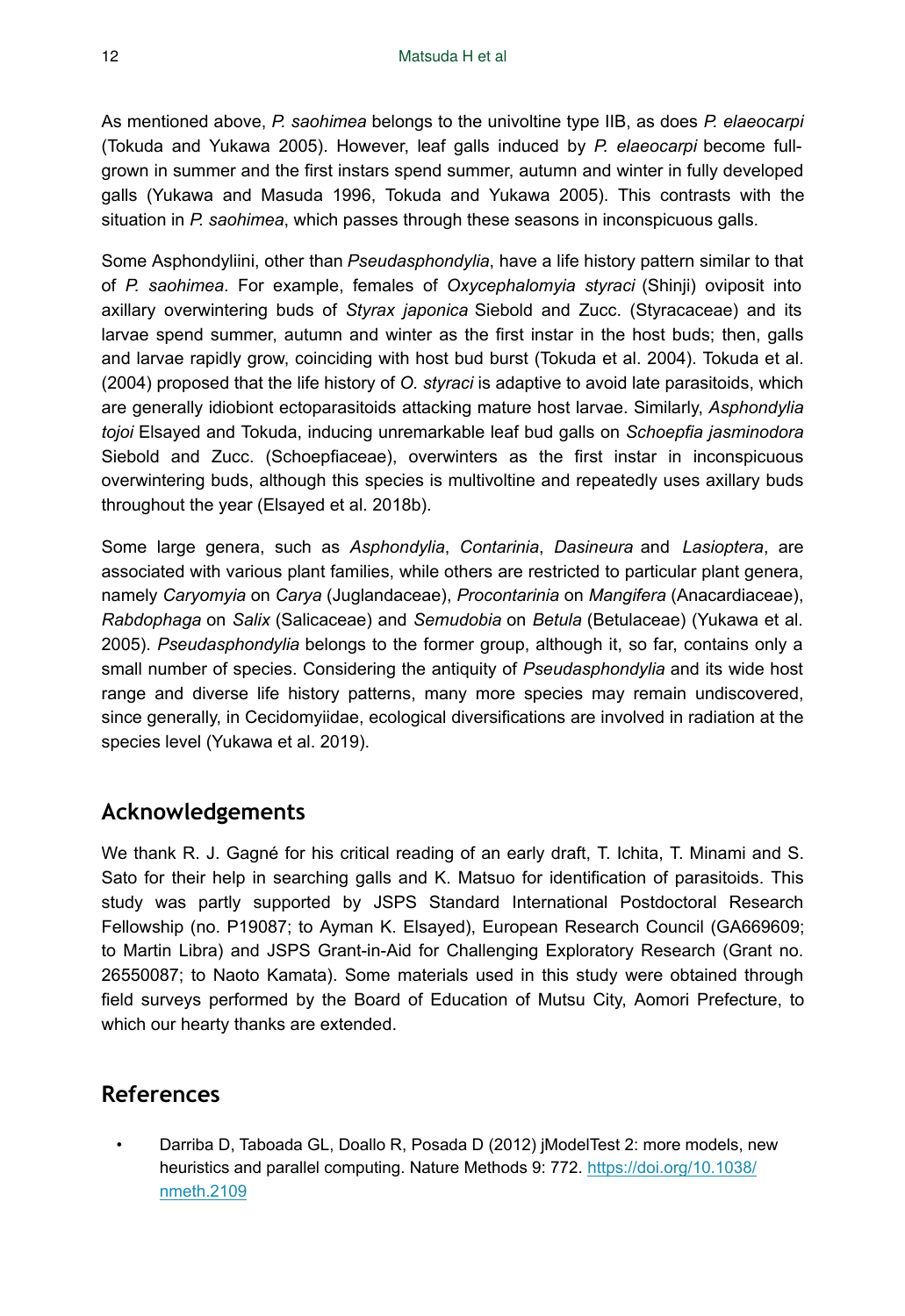As mentioned above, *P. saohimea* belongs to the univoltine type IIB, as does *P. elaeocarpi* (Tokuda and Yukawa 2005). However, leaf galls induced by *P. elaeocarpi* become full-grown in summer and the first instars spend summer, autumn and winter in fully developed galls (Yukawa and Masuda 1996, Tokuda and Yukawa 2005). This contrasts with the situation in *P. saohimea*, which passes through these seasons in inconspicuous galls.

Some Asphondyliini, other than *Pseudasphondylia*, have a life history pattern similar to that of *P. saohimea*. For example, females of *Oxycephalomyia styraci* (Shinji) oviposit into axillary overwintering buds of *Styrax japonica* Siebold and Zucc. (Styracaceae) and its larvae spend summer, autumn and winter as the first instar in the host buds; then, galls and larvae rapidly grow, coinciding with host bud burst (Tokuda et al. 2004). Tokuda et al. (2004) proposed that the life history of *O. styraci* is adaptive to avoid late parasitoids, which are generally idiobiont ectoparasitoids attacking mature host larvae. Similarly, *Asphondylia tojoi* Elsayed and Tokuda, inducing unremarkable leaf bud galls on *Schoepfia jasminodora* Siebold and Zucc. (Schoepfiaceae), overwinters as the first instar in inconspicuous overwintering buds, although this species is multivoltine and repeatedly uses axillary buds throughout the year (Elsayed et al. 2018b).

Some large genera, such as *Asphondylia*, *Contarinia*, *Dasineura* and *Lasioptera*, are associated with various plant families, while others are restricted to particular plant genera, namely *Caryomyia* on *Carya* (Juglandaceae), *Procontarinia* on *Mangifera* (Anacardiaceae), *Rabdophaga* on *Salix* (Salicaceae) and *Semudobia* on *Betula* (Betulaceae) (Yukawa et al. 2005). *Pseudasphondylia* belongs to the former group, although it, so far, contains only a small number of species. Considering the antiquity of *Pseudasphondylia* and its wide host range and diverse life history patterns, many more species may remain undiscovered, since generally, in Cecidomyiidae, ecological diversifications are involved in radiation at the species level (Yukawa et al. 2019).

## Acknowledgements

We thank R. J. Gagné for his critical reading of an early draft, T. Ichita, T. Minami and S. Sato for their help in searching galls and K. Matsuo for identification of parasitoids. This study was partly supported by JSPS Standard International Postdoctoral Research Fellowship (no. P19087; to Ayman K. Elsayed), European Research Council (GA669609; to Martin Libra) and JSPS Grant-in-Aid for Challenging Exploratory Research (Grant no. 26550087; to Naoto Kamata). Some materials used in this study were obtained through field surveys performed by the Board of Education of Mutsu City, Aomori Prefecture, to which our hearty thanks are extended.

## References

- Darriba D, Taboada GL, Doallo R, Posada D (2012) jModelTest 2: more models, new heuristics and parallel computing. Nature Methods 9: 772. https://doi.org/10.1038/nmeth.2109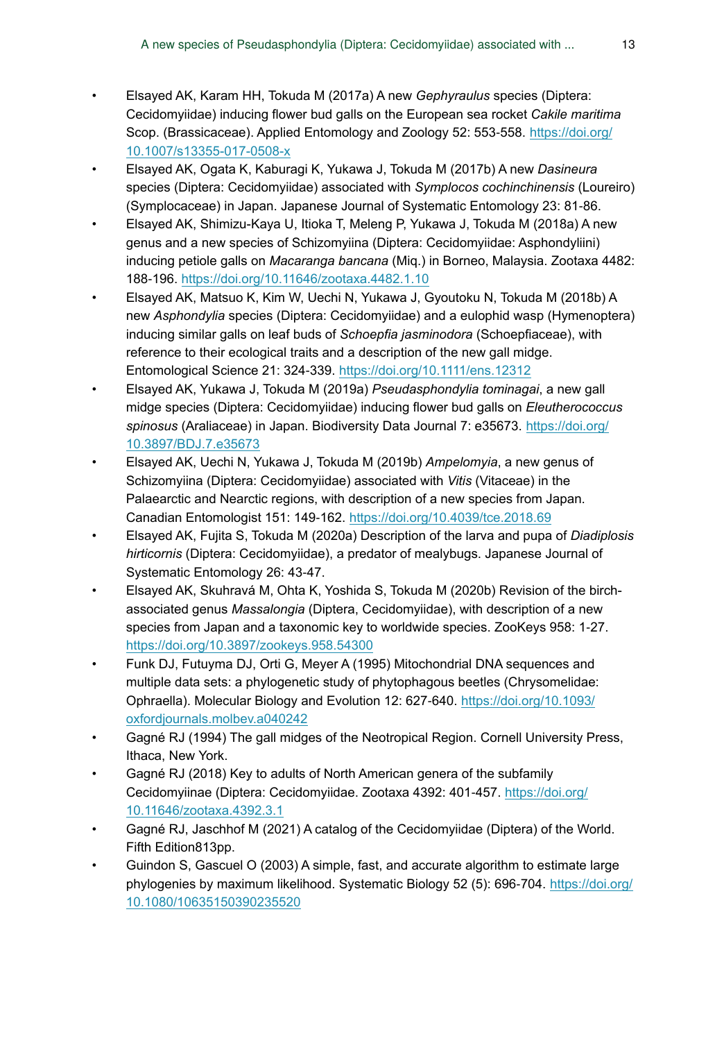- Elsayed AK, Karam HH, Tokuda M (2017a) A new *Gephyraulus* species (Diptera: Cecidomyiidae) inducing flower bud galls on the European sea rocket *Cakile maritima* Scop. (Brassicaceae). Applied Entomology and Zoology 52: 553-558. https://doi.org/10.1007/s13355-017-0508-x
- Elsayed AK, Ogata K, Kaburagi K, Yukawa J, Tokuda M (2017b) A new *Dasineura* species (Diptera: Cecidomyiidae) associated with *Symplocos cochinchinensis* (Loureiro) (Symplocaceae) in Japan. Japanese Journal of Systematic Entomology 23: 81-86.
- Elsayed AK, Shimizu-Kaya U, Itioka T, Meleng P, Yukawa J, Tokuda M (2018a) A new genus and a new species of Schizomyiina (Diptera: Cecidomyiidae: Asphondyliini) inducing petiole galls on *Macaranga bancana* (Miq.) in Borneo, Malaysia. Zootaxa 4482: 188-196. https://doi.org/10.11646/zootaxa.4482.1.10
- Elsayed AK, Matsuo K, Kim W, Uechi N, Yukawa J, Gyoutoku N, Tokuda M (2018b) A new *Asphondylia* species (Diptera: Cecidomyiidae) and a eulophid wasp (Hymenoptera) inducing similar galls on leaf buds of *Schoepfia jasminodora* (Schoepfiaceae), with reference to their ecological traits and a description of the new gall midge. Entomological Science 21: 324-339. https://doi.org/10.1111/ens.12312
- Elsayed AK, Yukawa J, Tokuda M (2019a) *Pseudasphondylia tominagai*, a new gall midge species (Diptera: Cecidomyiidae) inducing flower bud galls on *Eleutherococcus spinosus* (Araliaceae) in Japan. Biodiversity Data Journal 7: e35673. https://doi.org/10.3897/BDJ.7.e35673
- Elsayed AK, Uechi N, Yukawa J, Tokuda M (2019b) *Ampelomyia*, a new genus of Schizomyiina (Diptera: Cecidomyiidae) associated with *Vitis* (Vitaceae) in the Palaearctic and Nearctic regions, with description of a new species from Japan. Canadian Entomologist 151: 149-162. https://doi.org/10.4039/tce.2018.69
- Elsayed AK, Fujita S, Tokuda M (2020a) Description of the larva and pupa of *Diadiplosis hirticornis* (Diptera: Cecidomyiidae), a predator of mealybugs. Japanese Journal of Systematic Entomology 26: 43-47.
- Elsayed AK, Skuhravá M, Ohta K, Yoshida S, Tokuda M (2020b) Revision of the birch-associated genus *Massalongia* (Diptera, Cecidomyiidae), with description of a new species from Japan and a taxonomic key to worldwide species. ZooKeys 958: 1-27. https://doi.org/10.3897/zookeys.958.54300
- Funk DJ, Futuyma DJ, Orti G, Meyer A (1995) Mitochondrial DNA sequences and multiple data sets: a phylogenetic study of phytophagous beetles (Chrysomelidae: Ophraella). Molecular Biology and Evolution 12: 627-640. https://doi.org/10.1093/oxfordjournals.molbev.a040242
- Gagné RJ (1994) The gall midges of the Neotropical Region. Cornell University Press, Ithaca, New York.
- Gagné RJ (2018) Key to adults of North American genera of the subfamily Cecidomyiinae (Diptera: Cecidomyiidae. Zootaxa 4392: 401-457. https://doi.org/10.11646/zootaxa.4392.3.1
- Gagné RJ, Jaschhof M (2021) A catalog of the Cecidomyiidae (Diptera) of the World. Fifth Edition813pp.
- Guindon S, Gascuel O (2003) A simple, fast, and accurate algorithm to estimate large phylogenies by maximum likelihood. Systematic Biology 52 (5): 696-704. https://doi.org/10.1080/10635150390235520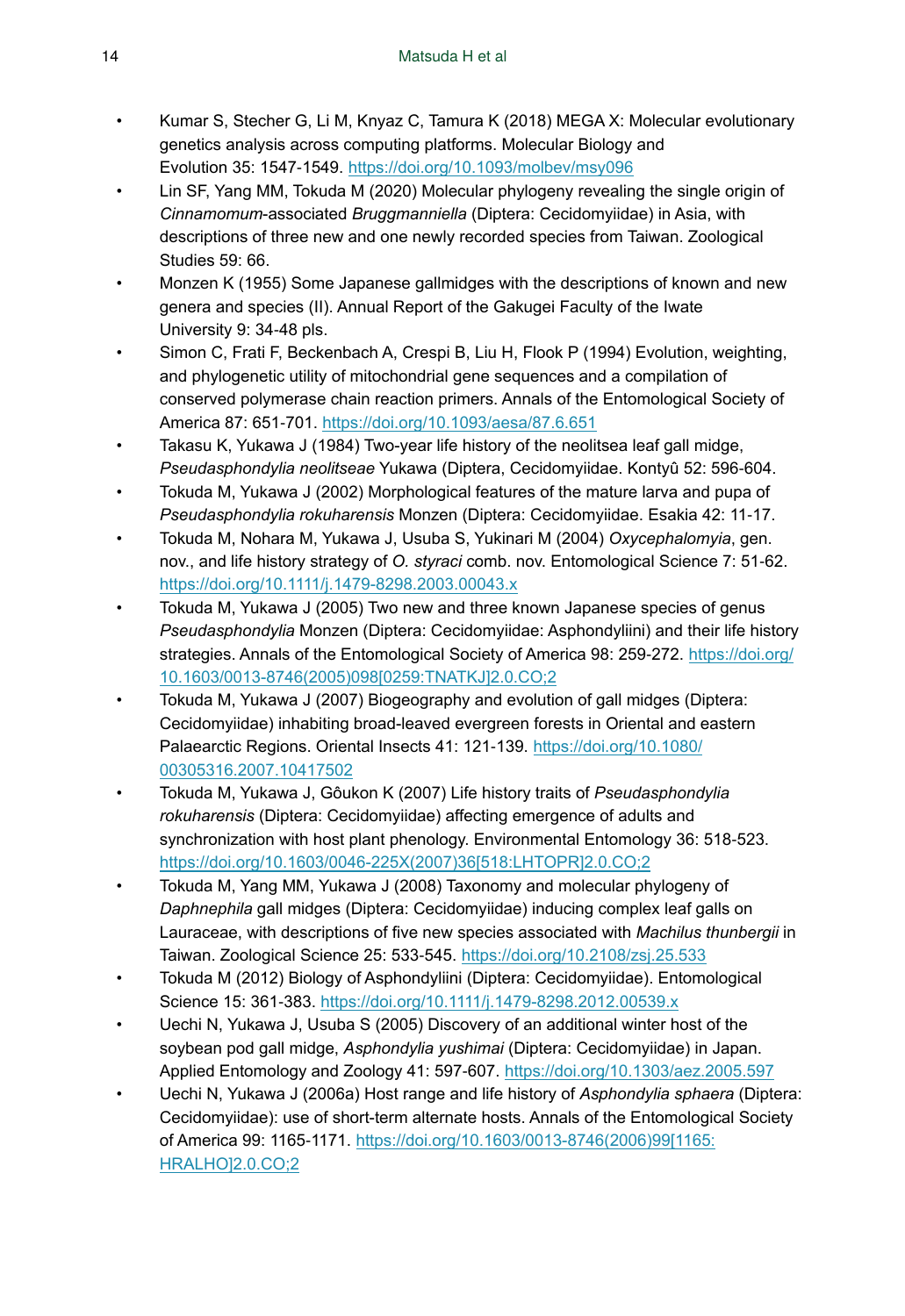- Kumar S, Stecher G, Li M, Knyaz C, Tamura K (2018) MEGA X: Molecular evolutionary genetics analysis across computing platforms. Molecular Biology and Evolution 35: 1547‑1549. https://doi.org/10.1093/molbev/msy096
- Lin SF, Yang MM, Tokuda M (2020) Molecular phylogeny revealing the single origin of *Cinnamomum*-associated *Bruggmanniella* (Diptera: Cecidomyiidae) in Asia, with descriptions of three new and one newly recorded species from Taiwan. Zoological Studies 59: 66.
- Monzen K (1955) Some Japanese gallmidges with the descriptions of known and new genera and species (II). Annual Report of the Gakugei Faculty of the Iwate University 9: 34‑48 pls.
- Simon C, Frati F, Beckenbach A, Crespi B, Liu H, Flook P (1994) Evolution, weighting, and phylogenetic utility of mitochondrial gene sequences and a compilation of conserved polymerase chain reaction primers. Annals of the Entomological Society of America 87: 651‑701. https://doi.org/10.1093/aesa/87.6.651
- Takasu K, Yukawa J (1984) Two-year life history of the neolitsea leaf gall midge, *Pseudasphondylia neolitseae* Yukawa (Diptera, Cecidomyiidae. Kontyû 52: 596‑604.
- Tokuda M, Yukawa J (2002) Morphological features of the mature larva and pupa of *Pseudasphondylia rokuharensis* Monzen (Diptera: Cecidomyiidae. Esakia 42: 11‑17.
- Tokuda M, Nohara M, Yukawa J, Usuba S, Yukinari M (2004) *Oxycephalomyia*, gen. nov., and life history strategy of *O. styraci* comb. nov. Entomological Science 7: 51‑62. https://doi.org/10.1111/j.1479-8298.2003.00043.x
- Tokuda M, Yukawa J (2005) Two new and three known Japanese species of genus *Pseudasphondylia* Monzen (Diptera: Cecidomyiidae: Asphondyliini) and their life history strategies. Annals of the Entomological Society of America 98: 259‑272. https://doi.org/10.1603/0013-8746(2005)098[0259:TNATKJ]2.0.CO;2
- Tokuda M, Yukawa J (2007) Biogeography and evolution of gall midges (Diptera: Cecidomyiidae) inhabiting broad-leaved evergreen forests in Oriental and eastern Palaearctic Regions. Oriental Insects 41: 121‑139. https://doi.org/10.1080/00305316.2007.10417502
- Tokuda M, Yukawa J, Gôukon K (2007) Life history traits of *Pseudasphondylia rokuharensis* (Diptera: Cecidomyiidae) affecting emergence of adults and synchronization with host plant phenology. Environmental Entomology 36: 518‑523. https://doi.org/10.1603/0046-225X(2007)36[518:LHTOPR]2.0.CO;2
- Tokuda M, Yang MM, Yukawa J (2008) Taxonomy and molecular phylogeny of *Daphnephila* gall midges (Diptera: Cecidomyiidae) inducing complex leaf galls on Lauraceae, with descriptions of five new species associated with *Machilus thunbergii* in Taiwan. Zoological Science 25: 533‑545. https://doi.org/10.2108/zsj.25.533
- Tokuda M (2012) Biology of Asphondyliini (Diptera: Cecidomyiidae). Entomological Science 15: 361‑383. https://doi.org/10.1111/j.1479-8298.2012.00539.x
- Uechi N, Yukawa J, Usuba S (2005) Discovery of an additional winter host of the soybean pod gall midge, *Asphondylia yushimai* (Diptera: Cecidomyiidae) in Japan. Applied Entomology and Zoology 41: 597‑607. https://doi.org/10.1303/aez.2005.597
- Uechi N, Yukawa J (2006a) Host range and life history of *Asphondylia sphaera* (Diptera: Cecidomyiidae): use of short-term alternate hosts. Annals of the Entomological Society of America 99: 1165‑1171. https://doi.org/10.1603/0013-8746(2006)99[1165:HRALHO]2.0.CO;2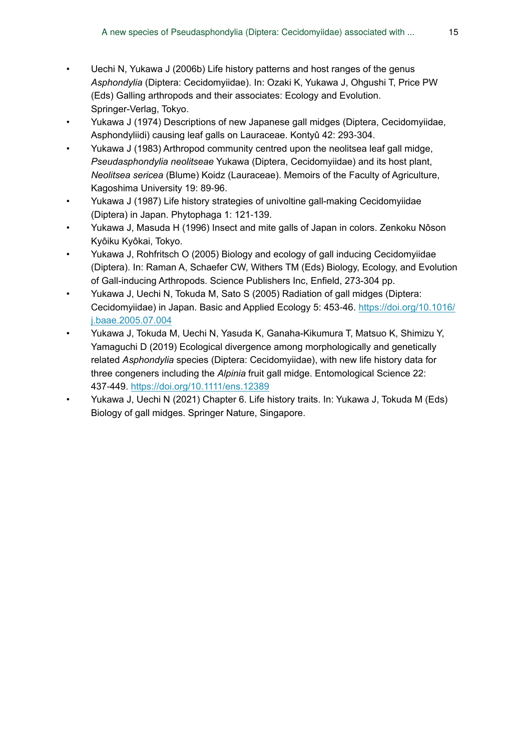- Uechi N, Yukawa J (2006b) Life history patterns and host ranges of the genus *Asphondylia* (Diptera: Cecidomyiidae). In: Ozaki K, Yukawa J, Ohgushi T, Price PW (Eds) Galling arthropods and their associates: Ecology and Evolution. Springer-Verlag, Tokyo.
- Yukawa J (1974) Descriptions of new Japanese gall midges (Diptera, Cecidomyiidae, Asphondyliidi) causing leaf galls on Lauraceae. Kontyû 42: 293-304.
- Yukawa J (1983) Arthropod community centred upon the neolitsea leaf gall midge, *Pseudasphondylia neolitseae* Yukawa (Diptera, Cecidomyiidae) and its host plant, *Neolitsea sericea* (Blume) Koidz (Lauraceae). Memoirs of the Faculty of Agriculture, Kagoshima University 19: 89-96.
- Yukawa J (1987) Life history strategies of univoltine gall-making Cecidomyiidae (Diptera) in Japan. Phytophaga 1: 121-139.
- Yukawa J, Masuda H (1996) Insect and mite galls of Japan in colors. Zenkoku Nôson Kyôiku Kyôkai, Tokyo.
- Yukawa J, Rohfritsch O (2005) Biology and ecology of gall inducing Cecidomyiidae (Diptera). In: Raman A, Schaefer CW, Withers TM (Eds) Biology, Ecology, and Evolution of Gall-inducing Arthropods. Science Publishers Inc, Enfield, 273-304 pp.
- Yukawa J, Uechi N, Tokuda M, Sato S (2005) Radiation of gall midges (Diptera: Cecidomyiidae) in Japan. Basic and Applied Ecology 5: 453-46. https://doi.org/10.1016/j.baae.2005.07.004
- Yukawa J, Tokuda M, Uechi N, Yasuda K, Ganaha-Kikumura T, Matsuo K, Shimizu Y, Yamaguchi D (2019) Ecological divergence among morphologically and genetically related *Asphondylia* species (Diptera: Cecidomyiidae), with new life history data for three congeners including the *Alpinia* fruit gall midge. Entomological Science 22: 437-449. https://doi.org/10.1111/ens.12389
- Yukawa J, Uechi N (2021) Chapter 6. Life history traits. In: Yukawa J, Tokuda M (Eds) Biology of gall midges. Springer Nature, Singapore.